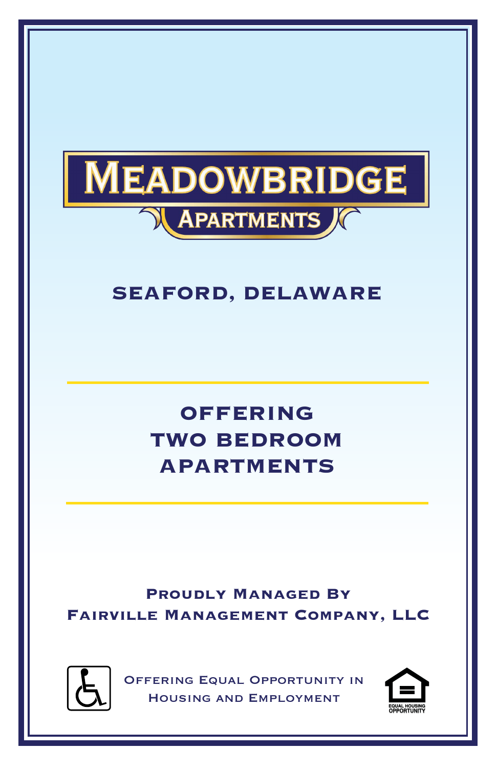# Meadowbridge

## Apartments

## SEAFORD, DELAWARE

---

## OFFERING TWO BEDROOM APARTMENTS

---

**Proudly Managed By**
**Fairville Management Company, LLC**

Offering Equal Opportunity in Housing and Employment

EQUAL HOUSING OPPORTUNITY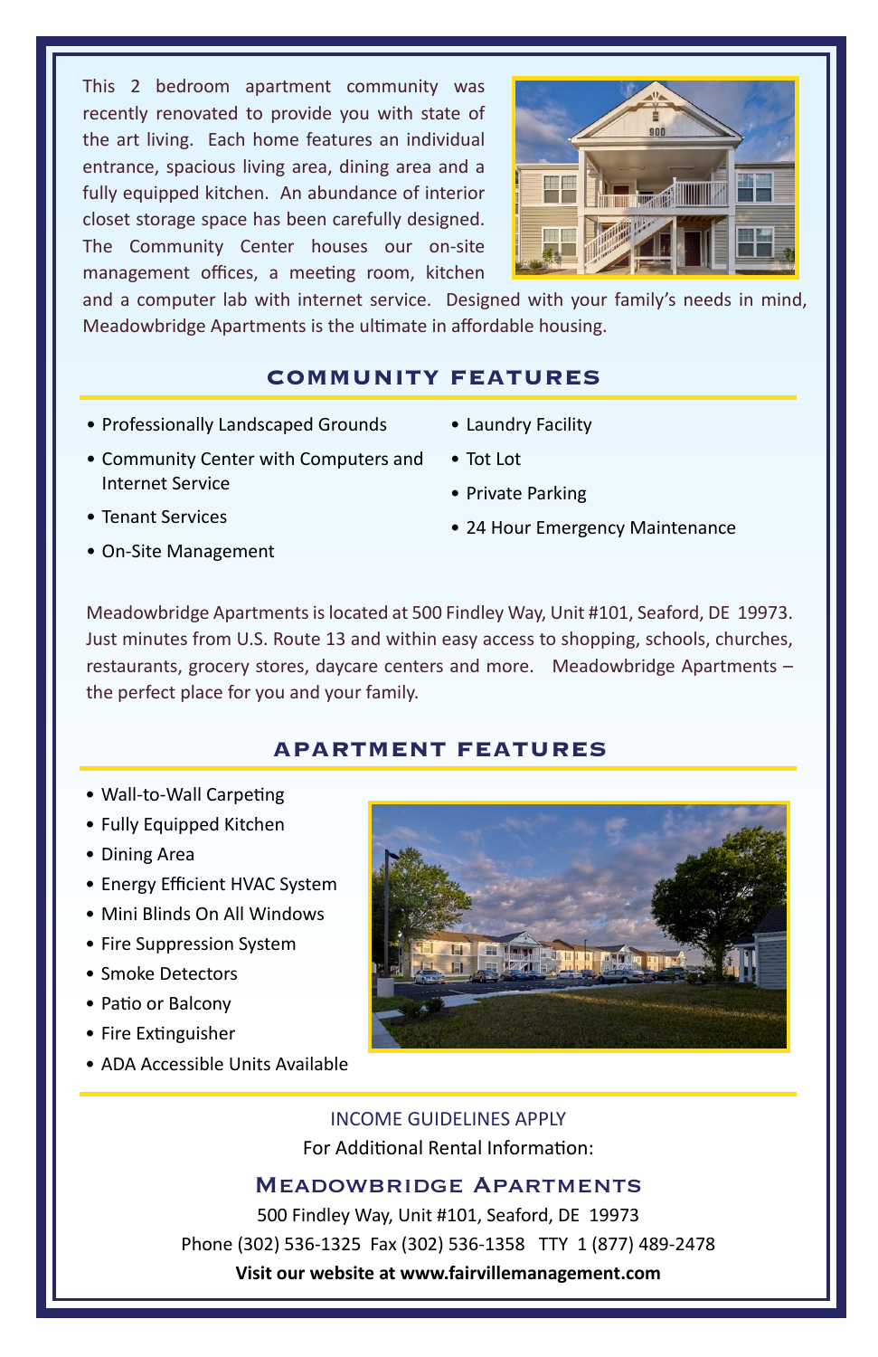This 2 bedroom apartment community was recently renovated to provide you with state of the art living. Each home features an individual entrance, spacious living area, dining area and a fully equipped kitchen. An abundance of interior closet storage space has been carefully designed. The Community Center houses our on-site management offices, a meeting room, kitchen and a computer lab with internet service. Designed with your family's needs in mind, Meadowbridge Apartments is the ultimate in affordable housing.

## COMMUNITY FEATURES

- Professionally Landscaped Grounds
- Community Center with Computers and Internet Service
- Tenant Services
- On-Site Management
- Laundry Facility
- Tot Lot
- Private Parking
- 24 Hour Emergency Maintenance

Meadowbridge Apartments is located at 500 Findley Way, Unit #101, Seaford, DE 19973. Just minutes from U.S. Route 13 and within easy access to shopping, schools, churches, restaurants, grocery stores, daycare centers and more. Meadowbridge Apartments – the perfect place for you and your family.

## APARTMENT FEATURES

- Wall-to-Wall Carpeting
- Fully Equipped Kitchen
- Dining Area
- Energy Efficient HVAC System
- Mini Blinds On All Windows
- Fire Suppression System
- Smoke Detectors
- Patio or Balcony
- Fire Extinguisher
- ADA Accessible Units Available

INCOME GUIDELINES APPLY

For Additional Rental Information:

## MEADOWBRIDGE APARTMENTS

500 Findley Way, Unit #101, Seaford, DE 19973

Phone (302) 536-1325 Fax (302) 536-1358 TTY 1 (877) 489-2478

**Visit our website at www.fairvillemanagement.com**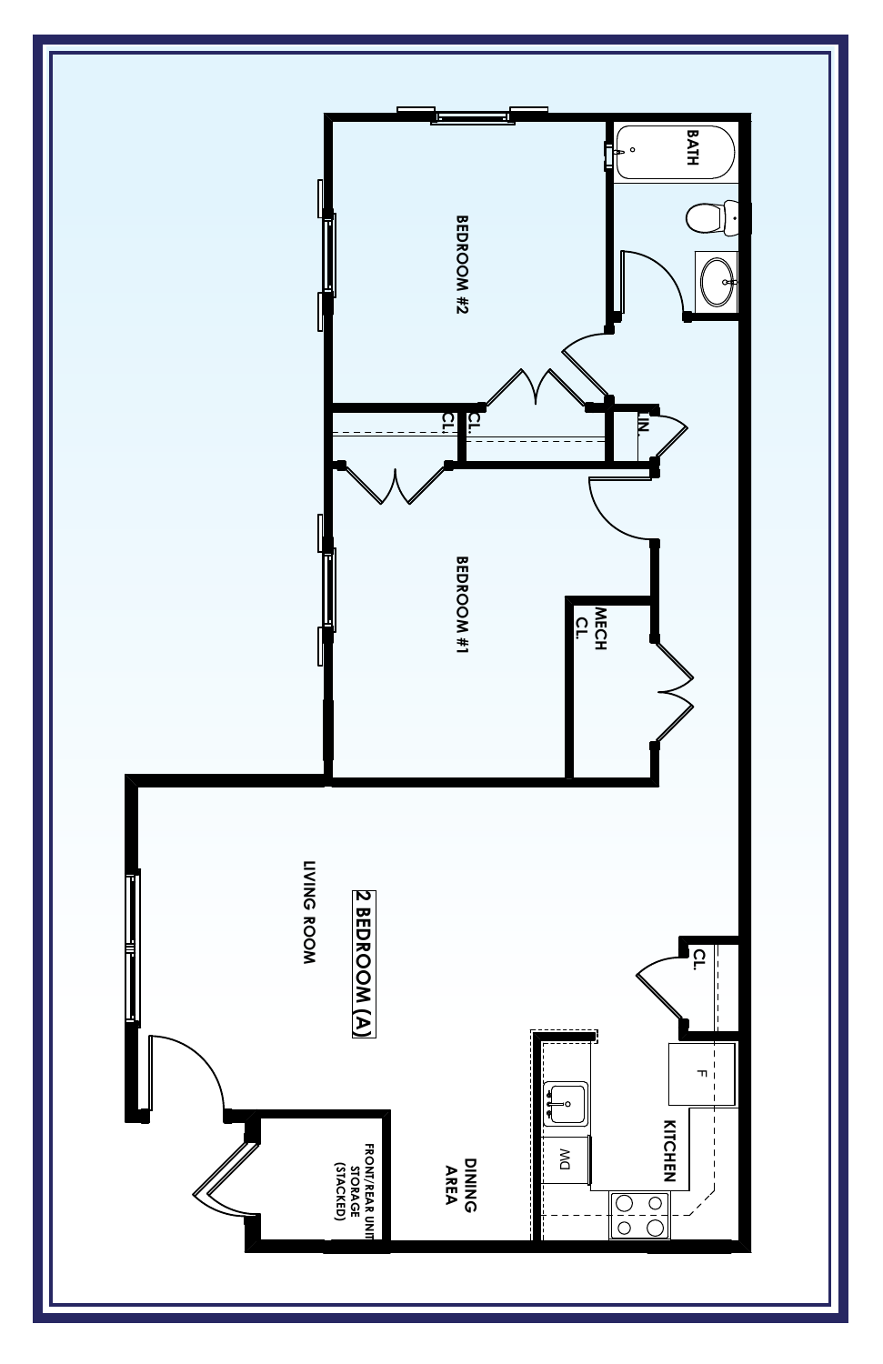# 2 BEDROOM (A)

BATH

BEDROOM #2

CL.

CL.

LIN.

BEDROOM #1

MECH CL.

LIVING ROOM

CL.

F

KITCHEN

DW

DINING AREA

FRONT/REAR UNIT STORAGE (STACKED)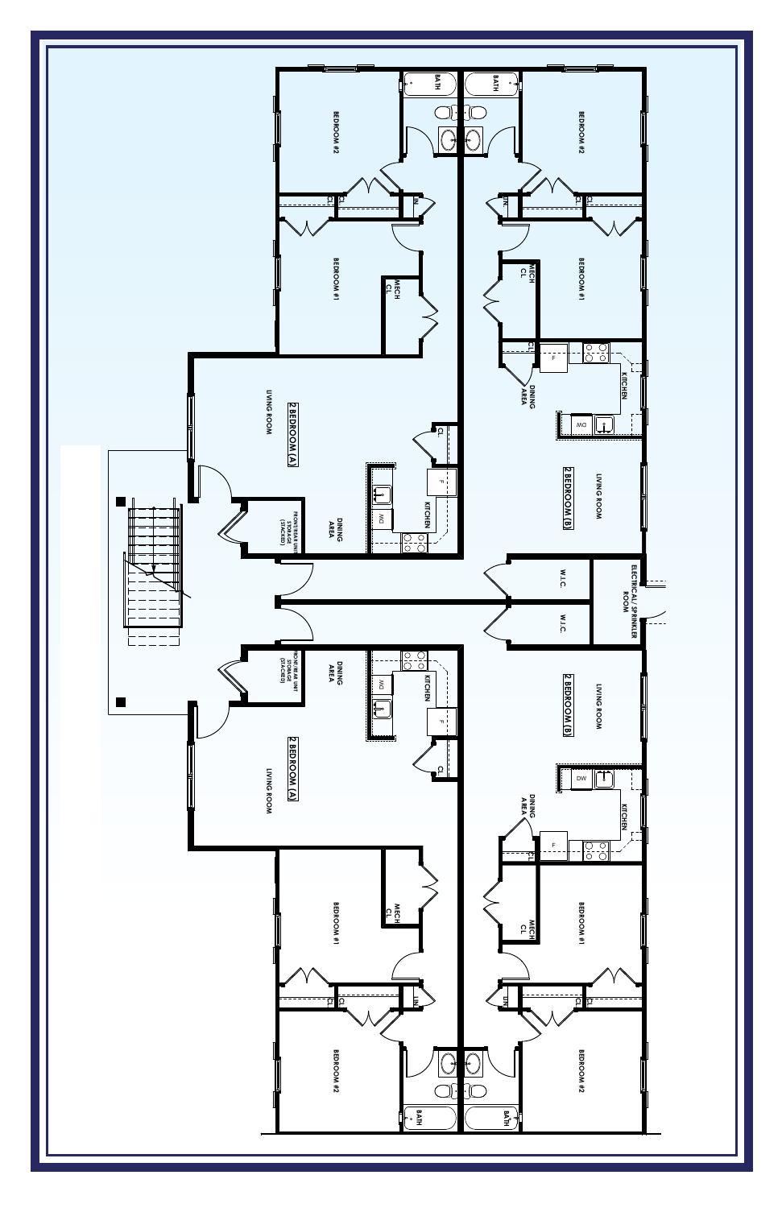BEDROOM #2

BATH

BATH

BEDROOM #2

CL

CL

LIN

LIN

CL

CL

BEDROOM #1

MECH CL

MECH CL

BEDROOM #1

CL

KITCHEN

F

DINING AREA

DW

LIVING ROOM

2 BEDROOM (A)

CL

F

KITCHEN

WD

DINING AREA

FRONT/REAR UNIT STORAGE (STACKED)

2 BEDROOM (B)

LIVING ROOM

W.I.C.

W.I.C.

ELECTRICAL/ SPRINKLER ROOM

FRONT/REAR UNIT STORAGE (STACKED)

DINING AREA

WD

KITCHEN

F

CL

2 BEDROOM (A)

LIVING ROOM

2 BEDROOM (B)

LIVING ROOM

DW

KITCHEN

DINING AREA

F

CL

MECH CL

BEDROOM #1

MECH CL

BEDROOM #1

CL

LIN

LIN

CL

BEDROOM #2

BATH

BATH

BEDROOM #2